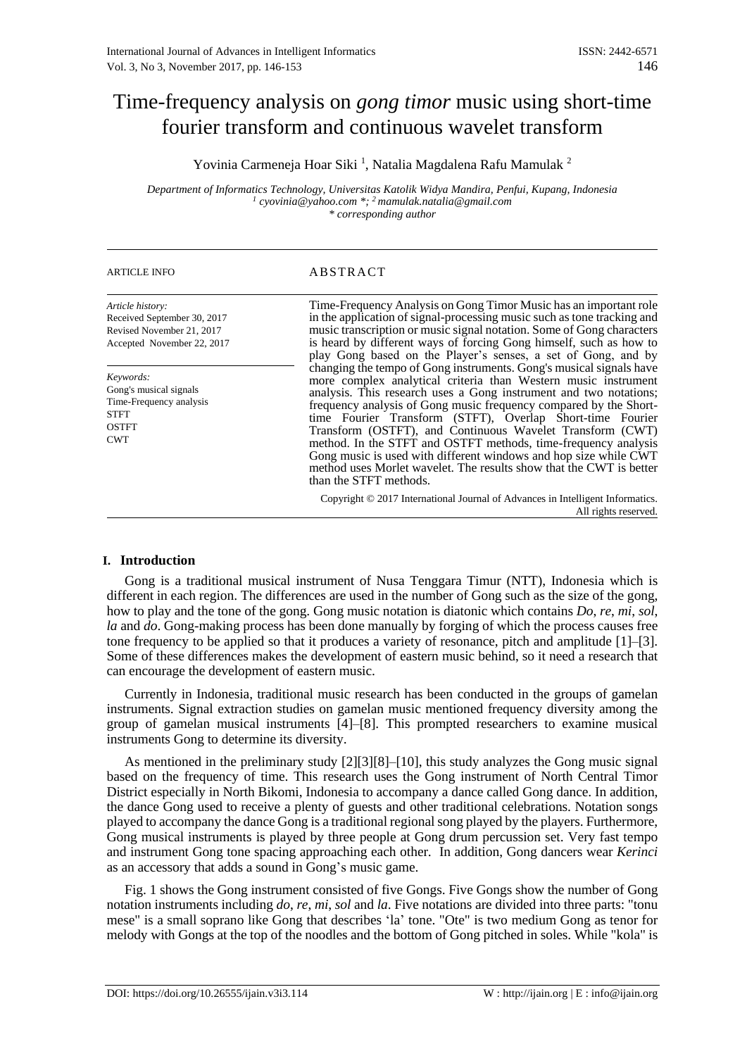# Time-frequency analysis on *gong timor* music using short-time fourier transform and continuous wavelet transform

Yovinia Carmeneja Hoar Siki [1], Natalia Magdalena Rafu Mamulak [2]

*Department of Informatics Technology, Universitas Katolik Widya Mandira, Penfui, Kupang, Indonesia*
*[1] cyovinia@yahoo.com \*; [2] mamulak.natalia@gmail.com*
*\* corresponding author*

**ARTICLE INFO**

*Article history:*
Received September 30, 2017
Revised November 21, 2017
Accepted November 22, 2017

*Keywords:*
Gong's musical signals
Time-Frequency analysis
STFT
OSTFT
CWT

**ABSTRACT**

Time-Frequency Analysis on Gong Timor Music has an important role in the application of signal-processing music such as tone tracking and music transcription or music signal notation. Some of Gong characters is heard by different ways of forcing Gong himself, such as how to play Gong based on the Player's senses, a set of Gong, and by changing the tempo of Gong instruments. Gong's musical signals have more complex analytical criteria than Western music instrument analysis. This research uses a Gong instrument and two notations; frequency analysis of Gong music frequency compared by the Short-time Fourier Transform (STFT), Overlap Short-time Fourier Transform (OSTFT), and Continuous Wavelet Transform (CWT) method. In the STFT and OSTFT methods, time-frequency analysis Gong music is used with different windows and hop size while CWT method uses Morlet wavelet. The results show that the CWT is better than the STFT methods.

Copyright © 2017 International Journal of Advances in Intelligent Informatics.
All rights reserved.

## I. Introduction

Gong is a traditional musical instrument of Nusa Tenggara Timur (NTT), Indonesia which is different in each region. The differences are used in the number of Gong such as the size of the gong, how to play and the tone of the gong. Gong music notation is diatonic which contains *Do*, *re*, *mi*, *sol*, *la* and *do*. Gong-making process has been done manually by forging of which the process causes free tone frequency to be applied so that it produces a variety of resonance, pitch and amplitude [1]–[3]. Some of these differences makes the development of eastern music behind, so it need a research that can encourage the development of eastern music.

Currently in Indonesia, traditional music research has been conducted in the groups of gamelan instruments. Signal extraction studies on gamelan music mentioned frequency diversity among the group of gamelan musical instruments [4]–[8]. This prompted researchers to examine musical instruments Gong to determine its diversity.

As mentioned in the preliminary study [2][3][8]–[10], this study analyzes the Gong music signal based on the frequency of time. This research uses the Gong instrument of North Central Timor District especially in North Bikomi, Indonesia to accompany a dance called Gong dance. In addition, the dance Gong used to receive a plenty of guests and other traditional celebrations. Notation songs played to accompany the dance Gong is a traditional regional song played by the players. Furthermore, Gong musical instruments is played by three people at Gong drum percussion set. Very fast tempo and instrument Gong tone spacing approaching each other. In addition, Gong dancers wear *Kerinci* as an accessory that adds a sound in Gong's music game.

Fig. 1 shows the Gong instrument consisted of five Gongs. Five Gongs show the number of Gong notation instruments including *do*, *re*, *mi*, *sol* and *la*. Five notations are divided into three parts: "tonu mese" is a small soprano like Gong that describes 'la' tone. "Ote" is two medium Gong as tenor for melody with Gongs at the top of the noodles and the bottom of Gong pitched in soles. While "kola" is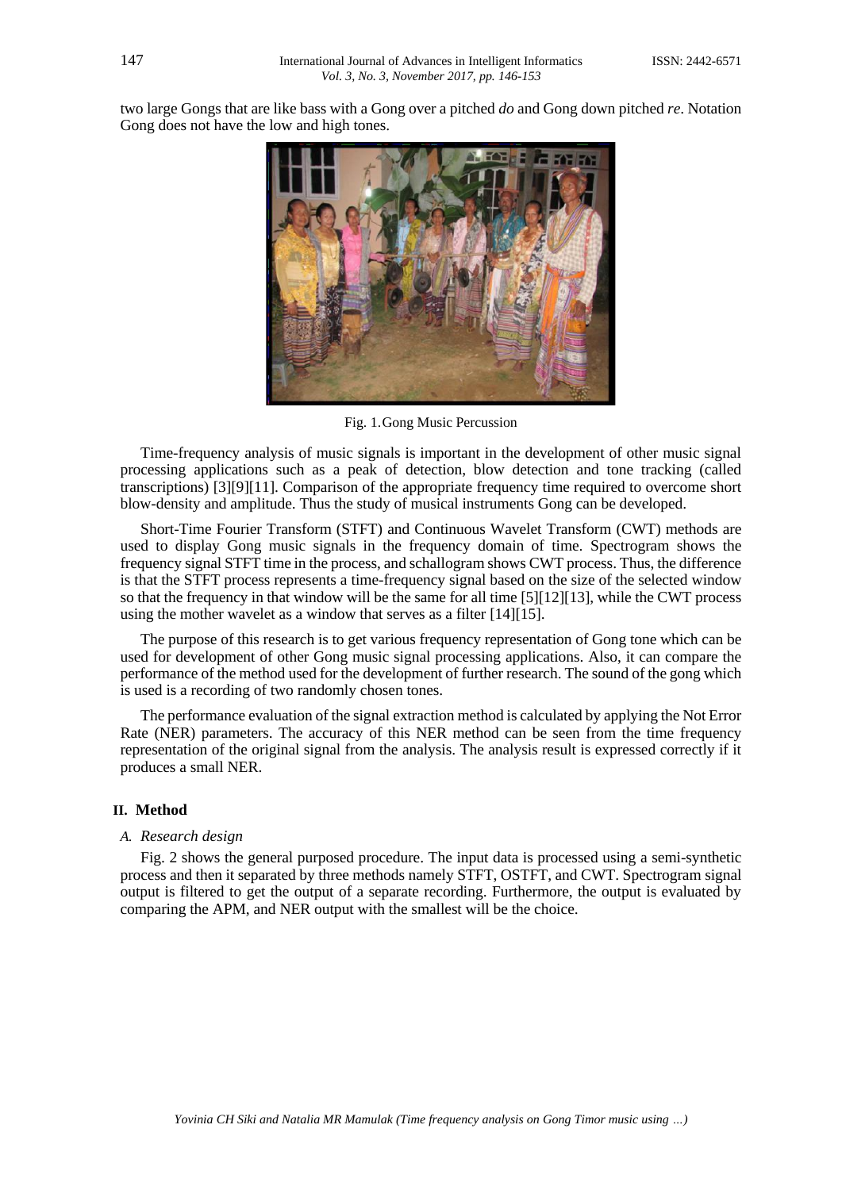two large Gongs that are like bass with a Gong over a pitched *do* and Gong down pitched *re*. Notation Gong does not have the low and high tones.

Fig. 1. Gong Music Percussion

Time-frequency analysis of music signals is important in the development of other music signal processing applications such as a peak of detection, blow detection and tone tracking (called transcriptions) [3][9][11]. Comparison of the appropriate frequency time required to overcome short blow-density and amplitude. Thus the study of musical instruments Gong can be developed.

Short-Time Fourier Transform (STFT) and Continuous Wavelet Transform (CWT) methods are used to display Gong music signals in the frequency domain of time. Spectrogram shows the frequency signal STFT time in the process, and schallogram shows CWT process. Thus, the difference is that the STFT process represents a time-frequency signal based on the size of the selected window so that the frequency in that window will be the same for all time [5][12][13], while the CWT process using the mother wavelet as a window that serves as a filter [14][15].

The purpose of this research is to get various frequency representation of Gong tone which can be used for development of other Gong music signal processing applications. Also, it can compare the performance of the method used for the development of further research. The sound of the gong which is used is a recording of two randomly chosen tones.

The performance evaluation of the signal extraction method is calculated by applying the Not Error Rate (NER) parameters. The accuracy of this NER method can be seen from the time frequency representation of the original signal from the analysis. The analysis result is expressed correctly if it produces a small NER.

## II. Method

### *A. Research design*

Fig. 2 shows the general purposed procedure. The input data is processed using a semi-synthetic process and then it separated by three methods namely STFT, OSTFT, and CWT. Spectrogram signal output is filtered to get the output of a separate recording. Furthermore, the output is evaluated by comparing the APM, and NER output with the smallest will be the choice.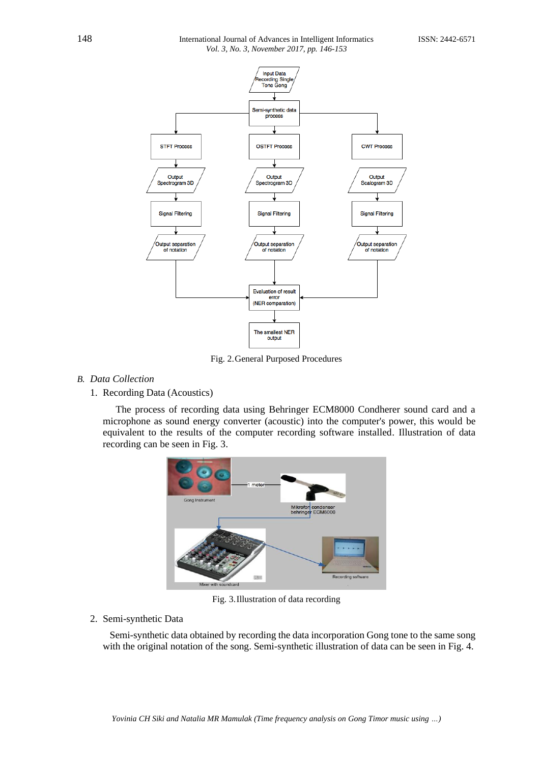Fig. 2. General Purposed Procedures

## B. Data Collection

1. Recording Data (Acoustics)

The process of recording data using Behringer ECM8000 Condherer sound card and a microphone as sound energy converter (acoustic) into the computer's power, this would be equivalent to the results of the computer recording software installed. Illustration of data recording can be seen in Fig. 3.

Fig. 3. Illustration of data recording

2. Semi-synthetic Data

Semi-synthetic data obtained by recording the data incorporation Gong tone to the same song with the original notation of the song. Semi-synthetic illustration of data can be seen in Fig. 4.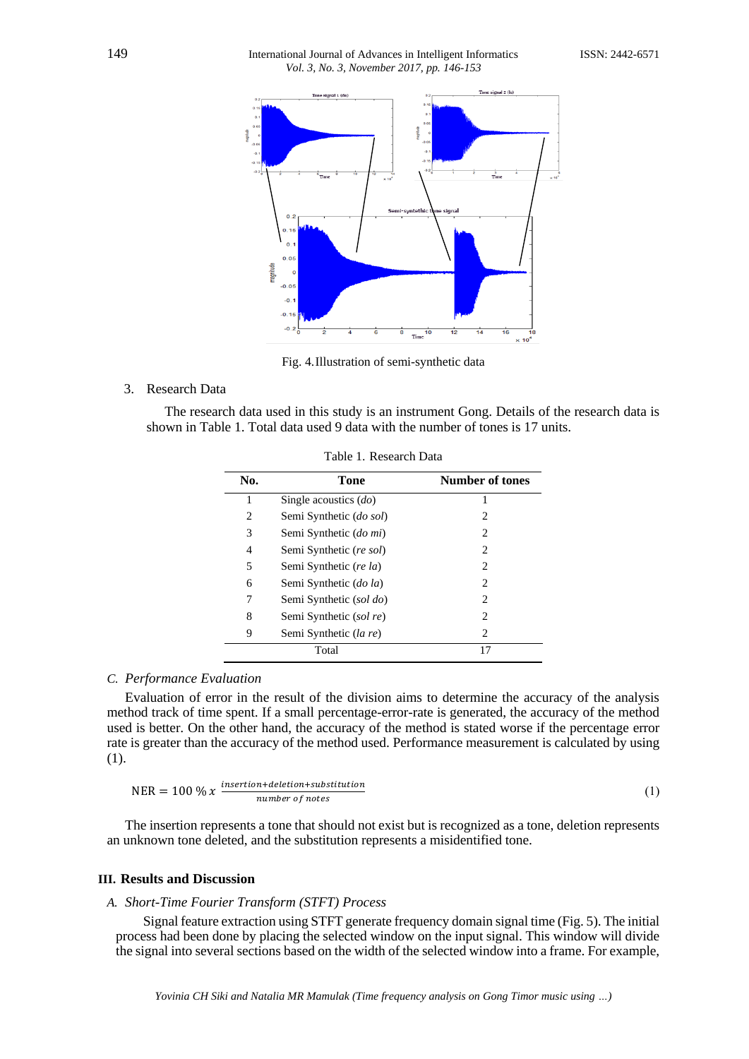Fig. 4. Illustration of semi-synthetic data

3. Research Data

The research data used in this study is an instrument Gong. Details of the research data is shown in Table 1. Total data used 9 data with the number of tones is 17 units.

Table 1. Research Data

| No. | Tone | Number of tones |
|---|---|---|
| 1 | Single acoustics (*do*) | 1 |
| 2 | Semi Synthetic (*do sol*) | 2 |
| 3 | Semi Synthetic (*do mi*) | 2 |
| 4 | Semi Synthetic (*re sol*) | 2 |
| 5 | Semi Synthetic (*re la*) | 2 |
| 6 | Semi Synthetic (*do la*) | 2 |
| 7 | Semi Synthetic (*sol do*) | 2 |
| 8 | Semi Synthetic (*sol re*) | 2 |
| 9 | Semi Synthetic (*la re*) | 2 |
| | Total | 17 |

### C. Performance Evaluation

Evaluation of error in the result of the division aims to determine the accuracy of the analysis method track of time spent. If a small percentage-error-rate is generated, the accuracy of the method used is better. On the other hand, the accuracy of the method is stated worse if the percentage error rate is greater than the accuracy of the method used. Performance measurement is calculated by using (1).

$$\text{NER} = 100\ \%\ x\ \frac{insertion+deletion+substitution}{number\ of\ notes} \quad (1)$$

The insertion represents a tone that should not exist but is recognized as a tone, deletion represents an unknown tone deleted, and the substitution represents a misidentified tone.

## III. Results and Discussion

### A. Short-Time Fourier Transform (STFT) Process

Signal feature extraction using STFT generate frequency domain signal time (Fig. 5). The initial process had been done by placing the selected window on the input signal. This window will divide the signal into several sections based on the width of the selected window into a frame. For example,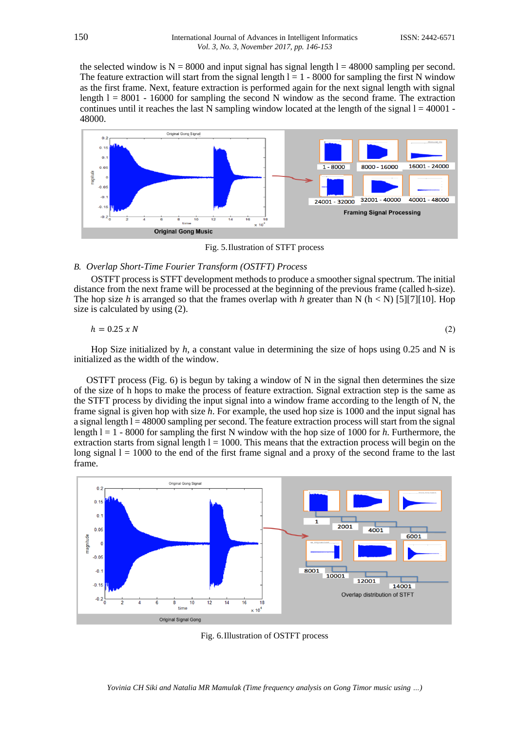the selected window is N = 8000 and input signal has signal length l = 48000 sampling per second. The feature extraction will start from the signal length l = 1 - 8000 for sampling the first N window as the first frame. Next, feature extraction is performed again for the next signal length with signal length l = 8001 - 16000 for sampling the second N window as the second frame. The extraction continues until it reaches the last N sampling window located at the length of the signal l = 40001 - 48000.

Fig. 5. Ilustration of STFT process

### B. *Overlap Short-Time Fourier Transform (OSTFT) Process*

OSTFT process is STFT development methods to produce a smoother signal spectrum. The initial distance from the next frame will be processed at the beginning of the previous frame (called h-size). The hop size *h* is arranged so that the frames overlap with *h* greater than N (h < N) [5][7][10]. Hop size is calculated by using (2).

$$h = 0.25 \; x \; N \tag{2}$$

Hop Size initialized by *h*, a constant value in determining the size of hops using 0.25 and N is initialized as the width of the window.

OSTFT process (Fig. 6) is begun by taking a window of N in the signal then determines the size of the size of h hops to make the process of feature extraction. Signal extraction step is the same as the STFT process by dividing the input signal into a window frame according to the length of N, the frame signal is given hop with size *h*. For example, the used hop size is 1000 and the input signal has a signal length l = 48000 sampling per second. The feature extraction process will start from the signal length l = 1 - 8000 for sampling the first N window with the hop size of 1000 for *h*. Furthermore, the extraction starts from signal length l = 1000. This means that the extraction process will begin on the long signal l = 1000 to the end of the first frame signal and a proxy of the second frame to the last frame.

Fig. 6. Illustration of OSTFT process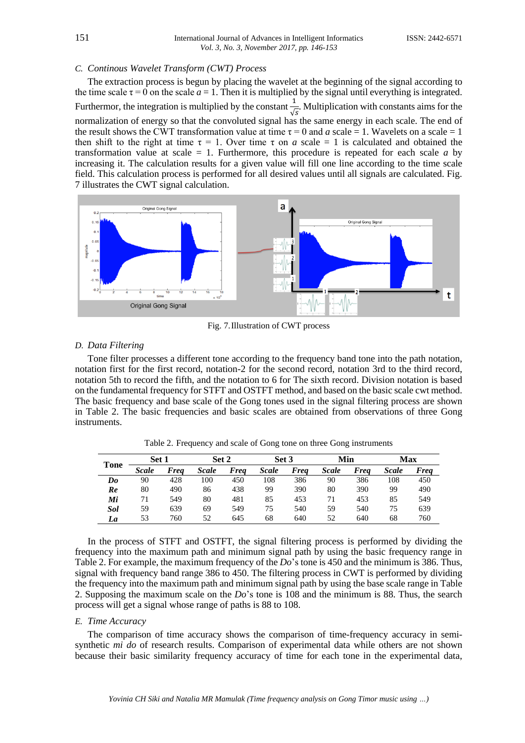### C. Continous Wavelet Transform (CWT) Process

The extraction process is begun by placing the wavelet at the beginning of the signal according to the time scale τ = 0 on the scale *a* = 1. Then it is multiplied by the signal until everything is integrated. Furthermor, the integration is multiplied by the constant $\frac{1}{\sqrt{s}}$. Multiplication with constants aims for the normalization of energy so that the convoluted signal has the same energy in each scale. The end of the result shows the CWT transformation value at time τ = 0 and *a* scale = 1. Wavelets on a scale = 1 then shift to the right at time τ = 1. Over time τ on *a* scale = 1 is calculated and obtained the transformation value at scale = 1. Furthermore, this procedure is repeated for each scale *a* by increasing it. The calculation results for a given value will fill one line according to the time scale field. This calculation process is performed for all desired values until all signals are calculated. Fig. 7 illustrates the CWT signal calculation.

Fig. 7. Illustration of CWT process

### D. Data Filtering

Tone filter processes a different tone according to the frequency band tone into the path notation, notation first for the first record, notation-2 for the second record, notation 3rd to the third record, notation 5th to record the fifth, and the notation to 6 for The sixth record. Division notation is based on the fundamental frequency for STFT and OSTFT method, and based on the basic scale cwt method. The basic frequency and base scale of the Gong tones used in the signal filtering process are shown in Table 2. The basic frequencies and basic scales are obtained from observations of three Gong instruments.

Table 2. Frequency and scale of Gong tone on three Gong instruments

| Tone | Set 1 | | Set 2 | | Set 3 | | Min | | Max | |
|---|---|---|---|---|---|---|---|---|---|---|
| | ***Scale*** | ***Freq*** | ***Scale*** | ***Freq*** | ***Scale*** | ***Freq*** | ***Scale*** | ***Freq*** | ***Scale*** | ***Freq*** |
| ***Do*** | 90 | 428 | 100 | 450 | 108 | 386 | 90 | 386 | 108 | 450 |
| ***Re*** | 80 | 490 | 86 | 438 | 99 | 390 | 80 | 390 | 99 | 490 |
| ***Mi*** | 71 | 549 | 80 | 481 | 85 | 453 | 71 | 453 | 85 | 549 |
| ***Sol*** | 59 | 639 | 69 | 549 | 75 | 540 | 59 | 540 | 75 | 639 |
| ***La*** | 53 | 760 | 52 | 645 | 68 | 640 | 52 | 640 | 68 | 760 |

In the process of STFT and OSTFT, the signal filtering process is performed by dividing the frequency into the maximum path and minimum signal path by using the basic frequency range in Table 2. For example, the maximum frequency of the *Do*'s tone is 450 and the minimum is 386. Thus, signal with frequency band range 386 to 450. The filtering process in CWT is performed by dividing the frequency into the maximum path and minimum signal path by using the base scale range in Table 2. Supposing the maximum scale on the *Do*'s tone is 108 and the minimum is 88. Thus, the search process will get a signal whose range of paths is 88 to 108.

### E. Time Accuracy

The comparison of time accuracy shows the comparison of time-frequency accuracy in semi-synthetic *mi do* of research results. Comparison of experimental data while others are not shown because their basic similarity frequency accuracy of time for each tone in the experimental data,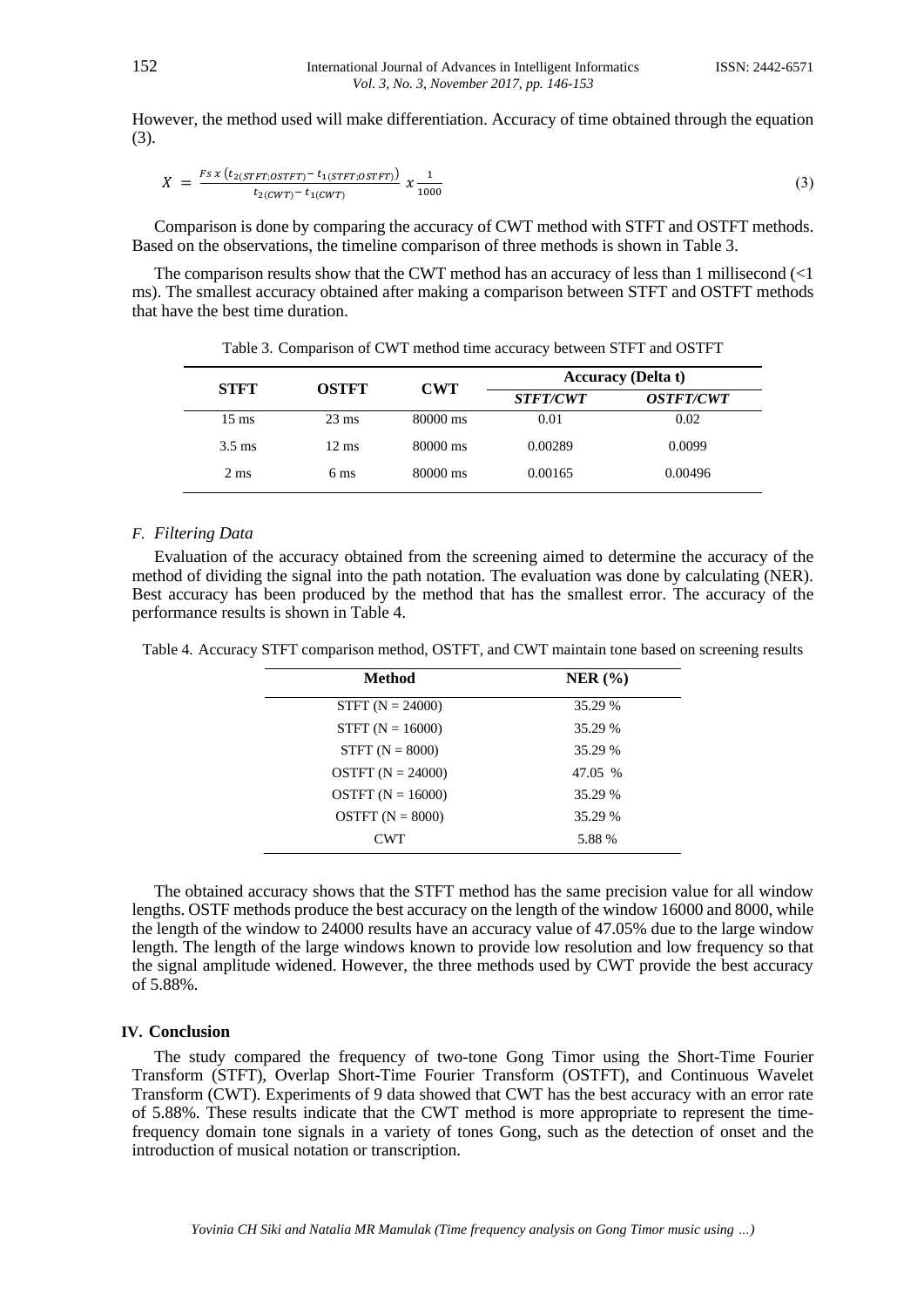However, the method used will make differentiation. Accuracy of time obtained through the equation (3).

$$X = \frac{Fs \; x \; (t_{2(STFT;OSTFT)} - t_{1(STFT;OSTFT)})}{t_{2(CWT)} - t_{1(CWT)}} \; x \; \frac{1}{1000} \tag{3}$$

Comparison is done by comparing the accuracy of CWT method with STFT and OSTFT methods. Based on the observations, the timeline comparison of three methods is shown in Table 3.

The comparison results show that the CWT method has an accuracy of less than 1 millisecond (<1 ms). The smallest accuracy obtained after making a comparison between STFT and OSTFT methods that have the best time duration.

Table 3. Comparison of CWT method time accuracy between STFT and OSTFT

| STFT | OSTFT | CWT | Accuracy (Delta t) | |
|---|---|---|---|---|
| | | | ***STFT/CWT*** | ***OSTFT/CWT*** |
| 15 ms | 23 ms | 80000 ms | 0.01 | 0.02 |
| 3.5 ms | 12 ms | 80000 ms | 0.00289 | 0.0099 |
| 2 ms | 6 ms | 80000 ms | 0.00165 | 0.00496 |

### F. Filtering Data

Evaluation of the accuracy obtained from the screening aimed to determine the accuracy of the method of dividing the signal into the path notation. The evaluation was done by calculating (NER). Best accuracy has been produced by the method that has the smallest error. The accuracy of the performance results is shown in Table 4.

Table 4. Accuracy STFT comparison method, OSTFT, and CWT maintain tone based on screening results

| Method | NER (%) |
|---|---|
| STFT (N = 24000) | 35.29 % |
| STFT (N = 16000) | 35.29 % |
| STFT (N = 8000) | 35.29 % |
| OSTFT (N = 24000) | 47.05 % |
| OSTFT (N = 16000) | 35.29 % |
| OSTFT (N = 8000) | 35.29 % |
| CWT | 5.88 % |

The obtained accuracy shows that the STFT method has the same precision value for all window lengths. OSTF methods produce the best accuracy on the length of the window 16000 and 8000, while the length of the window to 24000 results have an accuracy value of 47.05% due to the large window length. The length of the large windows known to provide low resolution and low frequency so that the signal amplitude widened. However, the three methods used by CWT provide the best accuracy of 5.88%.

## IV. Conclusion

The study compared the frequency of two-tone Gong Timor using the Short-Time Fourier Transform (STFT), Overlap Short-Time Fourier Transform (OSTFT), and Continuous Wavelet Transform (CWT). Experiments of 9 data showed that CWT has the best accuracy with an error rate of 5.88%. These results indicate that the CWT method is more appropriate to represent the time-frequency domain tone signals in a variety of tones Gong, such as the detection of onset and the introduction of musical notation or transcription.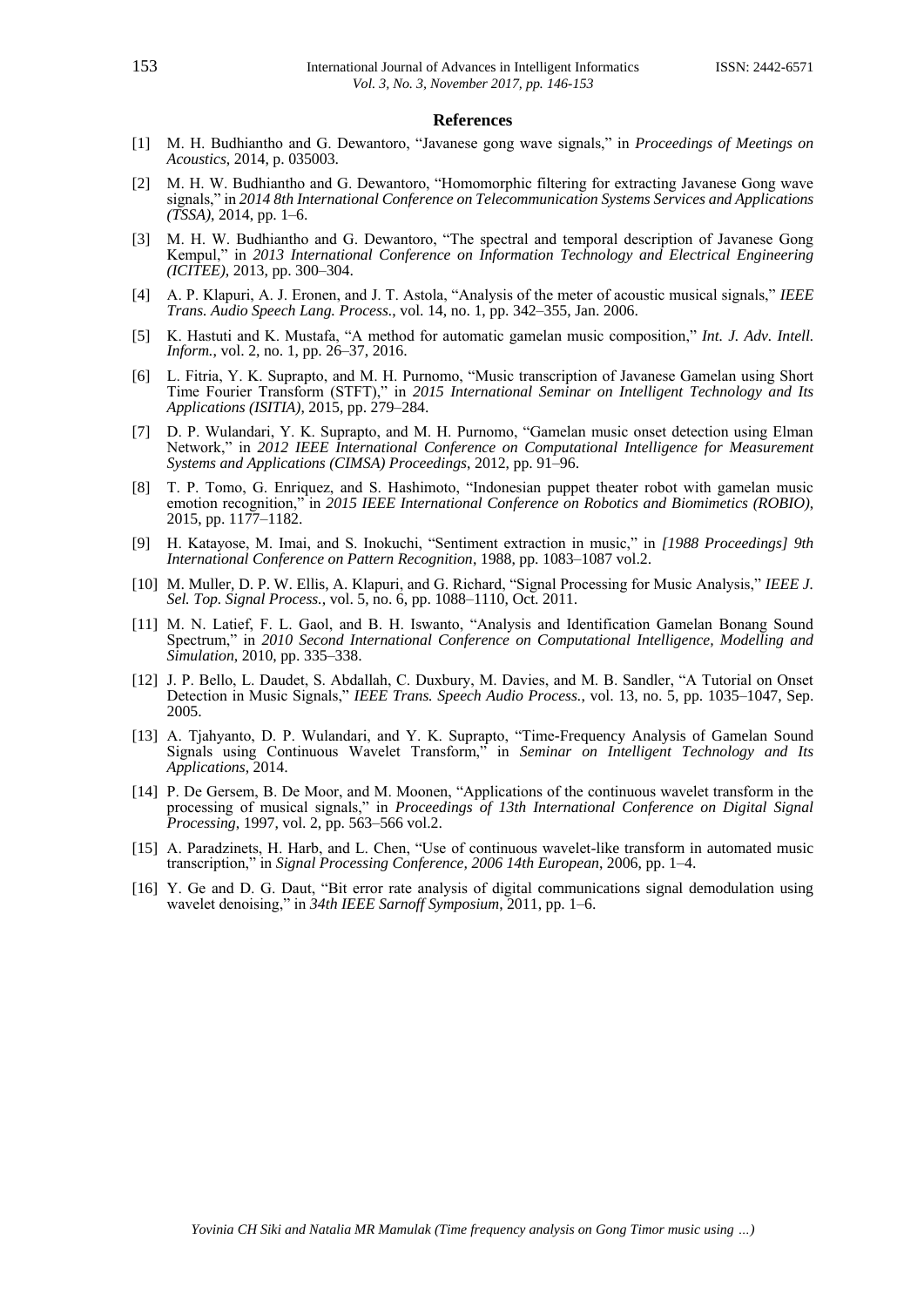## References

[1] M. H. Budhiantho and G. Dewantoro, "Javanese gong wave signals," in *Proceedings of Meetings on Acoustics*, 2014, p. 035003.

[2] M. H. W. Budhiantho and G. Dewantoro, "Homomorphic filtering for extracting Javanese Gong wave signals," in *2014 8th International Conference on Telecommunication Systems Services and Applications (TSSA)*, 2014, pp. 1–6.

[3] M. H. W. Budhiantho and G. Dewantoro, "The spectral and temporal description of Javanese Gong Kempul," in *2013 International Conference on Information Technology and Electrical Engineering (ICITEE)*, 2013, pp. 300–304.

[4] A. P. Klapuri, A. J. Eronen, and J. T. Astola, "Analysis of the meter of acoustic musical signals," *IEEE Trans. Audio Speech Lang. Process.*, vol. 14, no. 1, pp. 342–355, Jan. 2006.

[5] K. Hastuti and K. Mustafa, "A method for automatic gamelan music composition," *Int. J. Adv. Intell. Inform.*, vol. 2, no. 1, pp. 26–37, 2016.

[6] L. Fitria, Y. K. Suprapto, and M. H. Purnomo, "Music transcription of Javanese Gamelan using Short Time Fourier Transform (STFT)," in *2015 International Seminar on Intelligent Technology and Its Applications (ISITIA)*, 2015, pp. 279–284.

[7] D. P. Wulandari, Y. K. Suprapto, and M. H. Purnomo, "Gamelan music onset detection using Elman Network," in *2012 IEEE International Conference on Computational Intelligence for Measurement Systems and Applications (CIMSA) Proceedings*, 2012, pp. 91–96.

[8] T. P. Tomo, G. Enriquez, and S. Hashimoto, "Indonesian puppet theater robot with gamelan music emotion recognition," in *2015 IEEE International Conference on Robotics and Biomimetics (ROBIO)*, 2015, pp. 1177–1182.

[9] H. Katayose, M. Imai, and S. Inokuchi, "Sentiment extraction in music," in *[1988 Proceedings] 9th International Conference on Pattern Recognition*, 1988, pp. 1083–1087 vol.2.

[10] M. Muller, D. P. W. Ellis, A. Klapuri, and G. Richard, "Signal Processing for Music Analysis," *IEEE J. Sel. Top. Signal Process.*, vol. 5, no. 6, pp. 1088–1110, Oct. 2011.

[11] M. N. Latief, F. L. Gaol, and B. H. Iswanto, "Analysis and Identification Gamelan Bonang Sound Spectrum," in *2010 Second International Conference on Computational Intelligence, Modelling and Simulation*, 2010, pp. 335–338.

[12] J. P. Bello, L. Daudet, S. Abdallah, C. Duxbury, M. Davies, and M. B. Sandler, "A Tutorial on Onset Detection in Music Signals," *IEEE Trans. Speech Audio Process.*, vol. 13, no. 5, pp. 1035–1047, Sep. 2005.

[13] A. Tjahyanto, D. P. Wulandari, and Y. K. Suprapto, "Time-Frequency Analysis of Gamelan Sound Signals using Continuous Wavelet Transform," in *Seminar on Intelligent Technology and Its Applications*, 2014.

[14] P. De Gersem, B. De Moor, and M. Moonen, "Applications of the continuous wavelet transform in the processing of musical signals," in *Proceedings of 13th International Conference on Digital Signal Processing*, 1997, vol. 2, pp. 563–566 vol.2.

[15] A. Paradzinets, H. Harb, and L. Chen, "Use of continuous wavelet-like transform in automated music transcription," in *Signal Processing Conference, 2006 14th European*, 2006, pp. 1–4.

[16] Y. Ge and D. G. Daut, "Bit error rate analysis of digital communications signal demodulation using wavelet denoising," in *34th IEEE Sarnoff Symposium*, 2011, pp. 1–6.